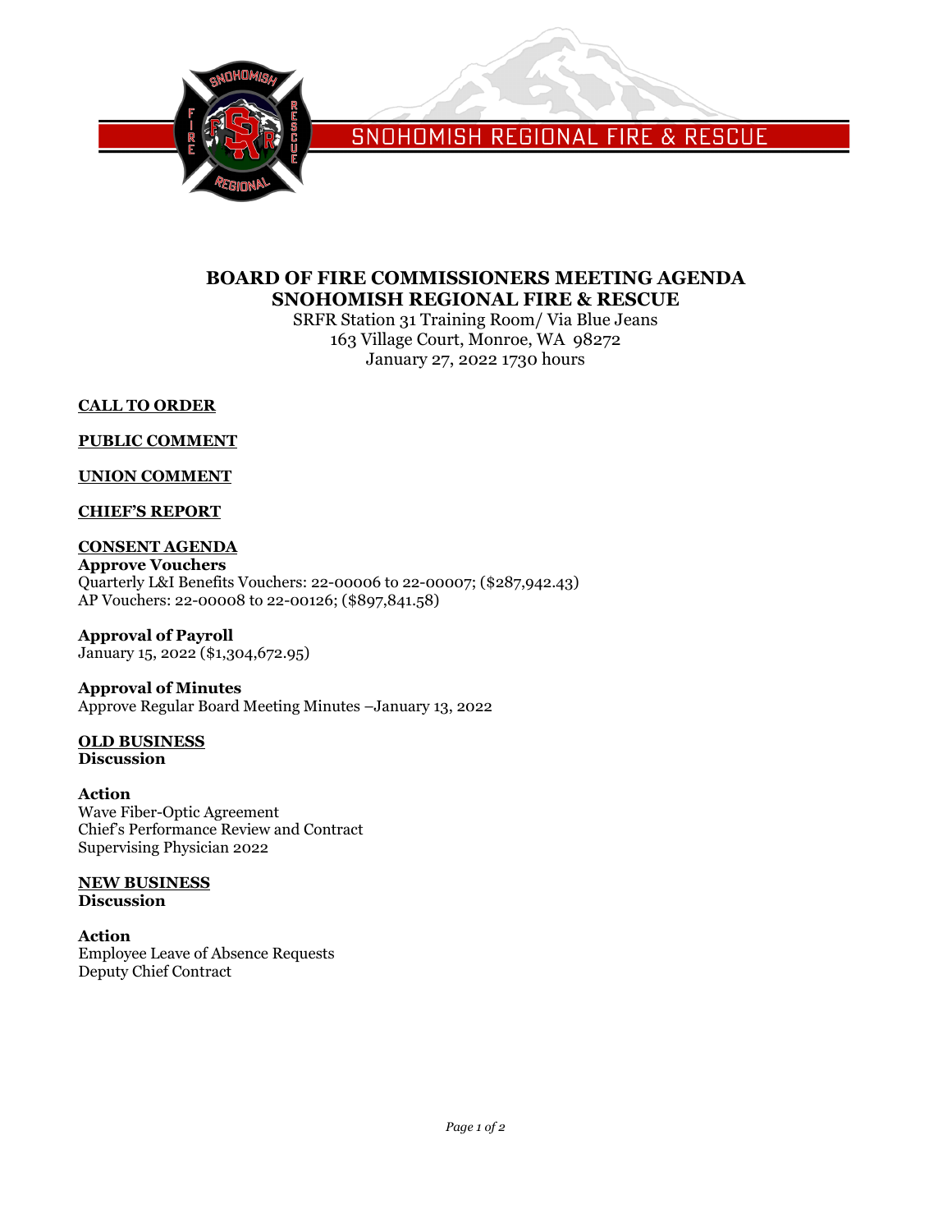SNOHOMISH REGIONAL FIRE & RESCUE

# BOARD OF FIRE COMMISSIONERS MEETING AGENDA
# SNOHOMISH REGIONAL FIRE & RESCUE

SRFR Station 31 Training Room/ Via Blue Jeans
163 Village Court, Monroe, WA 98272
January 27, 2022 1730 hours

**CALL TO ORDER**

**PUBLIC COMMENT**

**UNION COMMENT**

**CHIEF'S REPORT**

**CONSENT AGENDA**

**Approve Vouchers**
Quarterly L&I Benefits Vouchers: 22-00006 to 22-00007; ($287,942.43)
AP Vouchers: 22-00008 to 22-00126; ($897,841.58)

**Approval of Payroll**
January 15, 2022 ($1,304,672.95)

**Approval of Minutes**
Approve Regular Board Meeting Minutes –January 13, 2022

**OLD BUSINESS**

**Discussion**

**Action**
Wave Fiber-Optic Agreement
Chief's Performance Review and Contract
Supervising Physician 2022

**NEW BUSINESS**

**Discussion**

**Action**
Employee Leave of Absence Requests
Deputy Chief Contract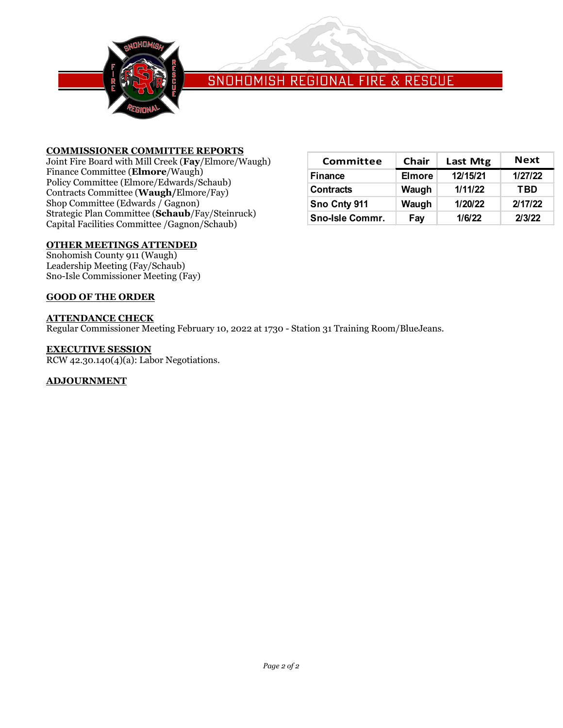SNOHOMISH REGIONAL FIRE & RESCUE

**COMMISSIONER COMMITTEE REPORTS**

Joint Fire Board with Mill Creek (**Fay**/Elmore/Waugh)
Finance Committee (**Elmore**/Waugh)
Policy Committee (Elmore/Edwards/Schaub)
Contracts Committee (**Waugh/**Elmore/Fay)
Shop Committee (Edwards / Gagnon)
Strategic Plan Committee (**Schaub**/Fay/Steinruck)
Capital Facilities Committee /Gagnon/Schaub)

| Committee | Chair | Last Mtg | Next |
|---|---|---|---|
| Finance | Elmore | 12/15/21 | 1/27/22 |
| Contracts | Waugh | 1/11/22 | TBD |
| Sno Cnty 911 | Waugh | 1/20/22 | 2/17/22 |
| Sno-Isle Commr. | Fay | 1/6/22 | 2/3/22 |

**OTHER MEETINGS ATTENDED**

Snohomish County 911 (Waugh)
Leadership Meeting (Fay/Schaub)
Sno-Isle Commissioner Meeting (Fay)

**GOOD OF THE ORDER**

**ATTENDANCE CHECK**

Regular Commissioner Meeting February 10, 2022 at 1730 - Station 31 Training Room/BlueJeans.

**EXECUTIVE SESSION**

RCW 42.30.140(4)(a): Labor Negotiations.

**ADJOURNMENT**